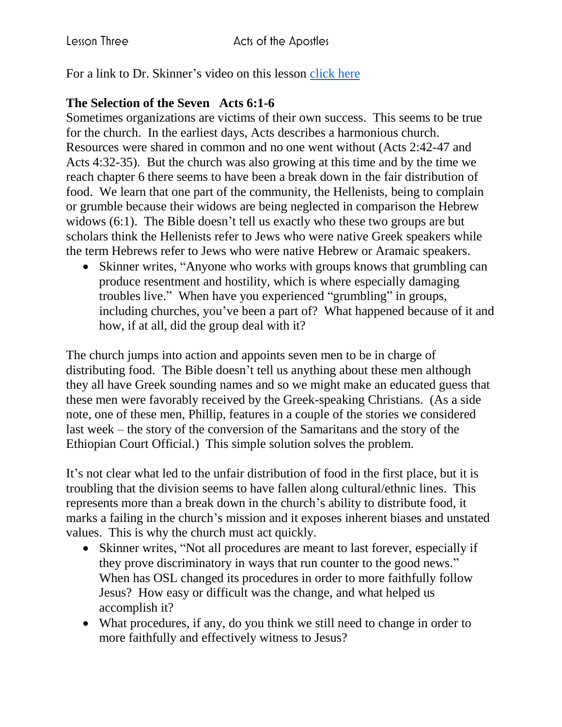Lesson Three Acts of the Apostles

For a link to Dr. Skinner's video on this lesson [click here]

**The Selection of the Seven Acts 6:1-6**

Sometimes organizations are victims of their own success. This seems to be true for the church. In the earliest days, Acts describes a harmonious church. Resources were shared in common and no one went without (Acts 2:42-47 and Acts 4:32-35). But the church was also growing at this time and by the time we reach chapter 6 there seems to have been a break down in the fair distribution of food. We learn that one part of the community, the Hellenists, being to complain or grumble because their widows are being neglected in comparison the Hebrew widows (6:1). The Bible doesn't tell us exactly who these two groups are but scholars think the Hellenists refer to Jews who were native Greek speakers while the term Hebrews refer to Jews who were native Hebrew or Aramaic speakers.

- Skinner writes, "Anyone who works with groups knows that grumbling can produce resentment and hostility, which is where especially damaging troubles live." When have you experienced "grumbling" in groups, including churches, you've been a part of? What happened because of it and how, if at all, did the group deal with it?

The church jumps into action and appoints seven men to be in charge of distributing food. The Bible doesn't tell us anything about these men although they all have Greek sounding names and so we might make an educated guess that these men were favorably received by the Greek-speaking Christians. (As a side note, one of these men, Phillip, features in a couple of the stories we considered last week – the story of the conversion of the Samaritans and the story of the Ethiopian Court Official.) This simple solution solves the problem.

It's not clear what led to the unfair distribution of food in the first place, but it is troubling that the division seems to have fallen along cultural/ethnic lines. This represents more than a break down in the church's ability to distribute food, it marks a failing in the church's mission and it exposes inherent biases and unstated values. This is why the church must act quickly.

- Skinner writes, "Not all procedures are meant to last forever, especially if they prove discriminatory in ways that run counter to the good news." When has OSL changed its procedures in order to more faithfully follow Jesus? How easy or difficult was the change, and what helped us accomplish it?
- What procedures, if any, do you think we still need to change in order to more faithfully and effectively witness to Jesus?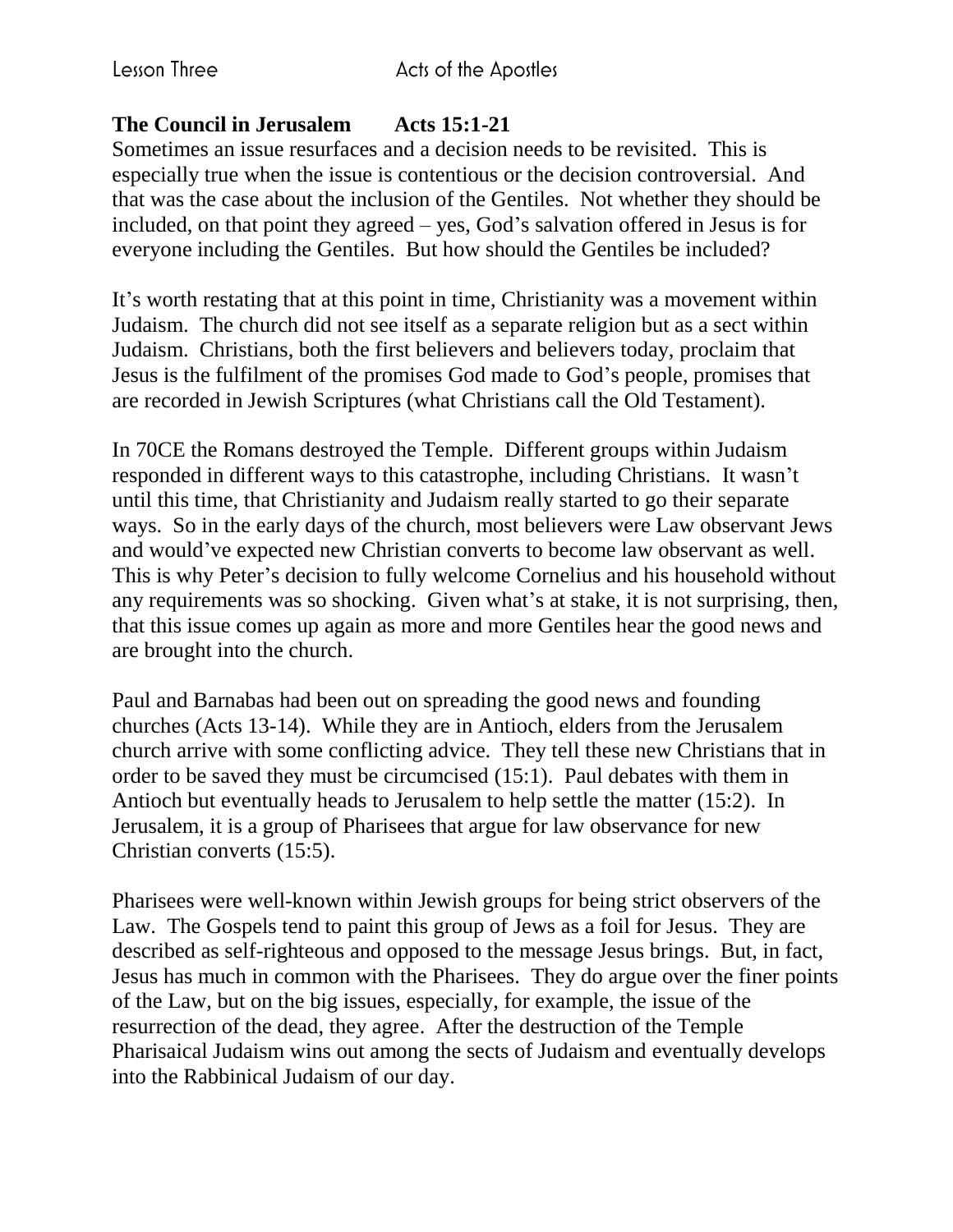## The Council in Jerusalem Acts 15:1-21

Sometimes an issue resurfaces and a decision needs to be revisited. This is especially true when the issue is contentious or the decision controversial. And that was the case about the inclusion of the Gentiles. Not whether they should be included, on that point they agreed – yes, God's salvation offered in Jesus is for everyone including the Gentiles. But how should the Gentiles be included?

It's worth restating that at this point in time, Christianity was a movement within Judaism. The church did not see itself as a separate religion but as a sect within Judaism. Christians, both the first believers and believers today, proclaim that Jesus is the fulfilment of the promises God made to God's people, promises that are recorded in Jewish Scriptures (what Christians call the Old Testament).

In 70CE the Romans destroyed the Temple. Different groups within Judaism responded in different ways to this catastrophe, including Christians. It wasn't until this time, that Christianity and Judaism really started to go their separate ways. So in the early days of the church, most believers were Law observant Jews and would've expected new Christian converts to become law observant as well. This is why Peter's decision to fully welcome Cornelius and his household without any requirements was so shocking. Given what's at stake, it is not surprising, then, that this issue comes up again as more and more Gentiles hear the good news and are brought into the church.

Paul and Barnabas had been out on spreading the good news and founding churches (Acts 13-14). While they are in Antioch, elders from the Jerusalem church arrive with some conflicting advice. They tell these new Christians that in order to be saved they must be circumcised (15:1). Paul debates with them in Antioch but eventually heads to Jerusalem to help settle the matter (15:2). In Jerusalem, it is a group of Pharisees that argue for law observance for new Christian converts (15:5).

Pharisees were well-known within Jewish groups for being strict observers of the Law. The Gospels tend to paint this group of Jews as a foil for Jesus. They are described as self-righteous and opposed to the message Jesus brings. But, in fact, Jesus has much in common with the Pharisees. They do argue over the finer points of the Law, but on the big issues, especially, for example, the issue of the resurrection of the dead, they agree. After the destruction of the Temple Pharisaical Judaism wins out among the sects of Judaism and eventually develops into the Rabbinical Judaism of our day.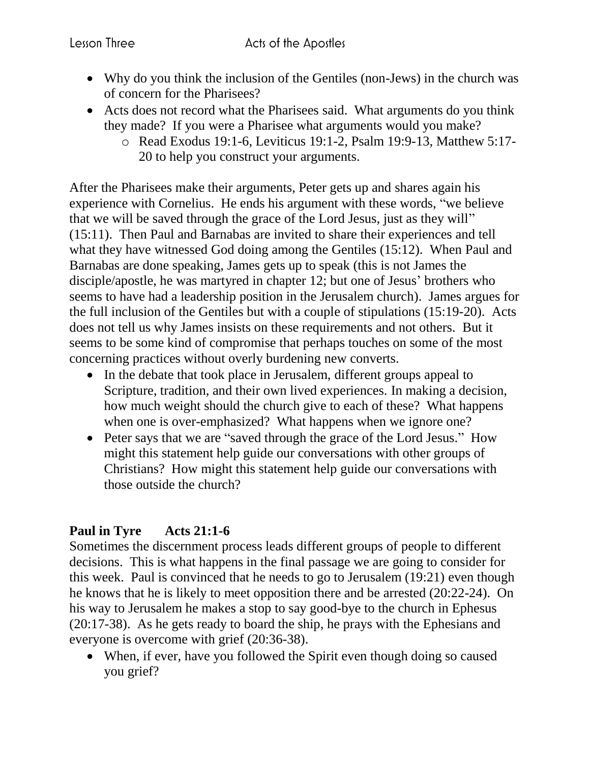- Why do you think the inclusion of the Gentiles (non-Jews) in the church was of concern for the Pharisees?
- Acts does not record what the Pharisees said. What arguments do you think they made? If you were a Pharisee what arguments would you make?
    - Read Exodus 19:1-6, Leviticus 19:1-2, Psalm 19:9-13, Matthew 5:17-20 to help you construct your arguments.

After the Pharisees make their arguments, Peter gets up and shares again his experience with Cornelius. He ends his argument with these words, "we believe that we will be saved through the grace of the Lord Jesus, just as they will" (15:11). Then Paul and Barnabas are invited to share their experiences and tell what they have witnessed God doing among the Gentiles (15:12). When Paul and Barnabas are done speaking, James gets up to speak (this is not James the disciple/apostle, he was martyred in chapter 12; but one of Jesus' brothers who seems to have had a leadership position in the Jerusalem church). James argues for the full inclusion of the Gentiles but with a couple of stipulations (15:19-20). Acts does not tell us why James insists on these requirements and not others. But it seems to be some kind of compromise that perhaps touches on some of the most concerning practices without overly burdening new converts.

- In the debate that took place in Jerusalem, different groups appeal to Scripture, tradition, and their own lived experiences. In making a decision, how much weight should the church give to each of these? What happens when one is over-emphasized? What happens when we ignore one?
- Peter says that we are "saved through the grace of the Lord Jesus." How might this statement help guide our conversations with other groups of Christians? How might this statement help guide our conversations with those outside the church?

**Paul in Tyre Acts 21:1-6**

Sometimes the discernment process leads different groups of people to different decisions. This is what happens in the final passage we are going to consider for this week. Paul is convinced that he needs to go to Jerusalem (19:21) even though he knows that he is likely to meet opposition there and be arrested (20:22-24). On his way to Jerusalem he makes a stop to say good-bye to the church in Ephesus (20:17-38). As he gets ready to board the ship, he prays with the Ephesians and everyone is overcome with grief (20:36-38).

- When, if ever, have you followed the Spirit even though doing so caused you grief?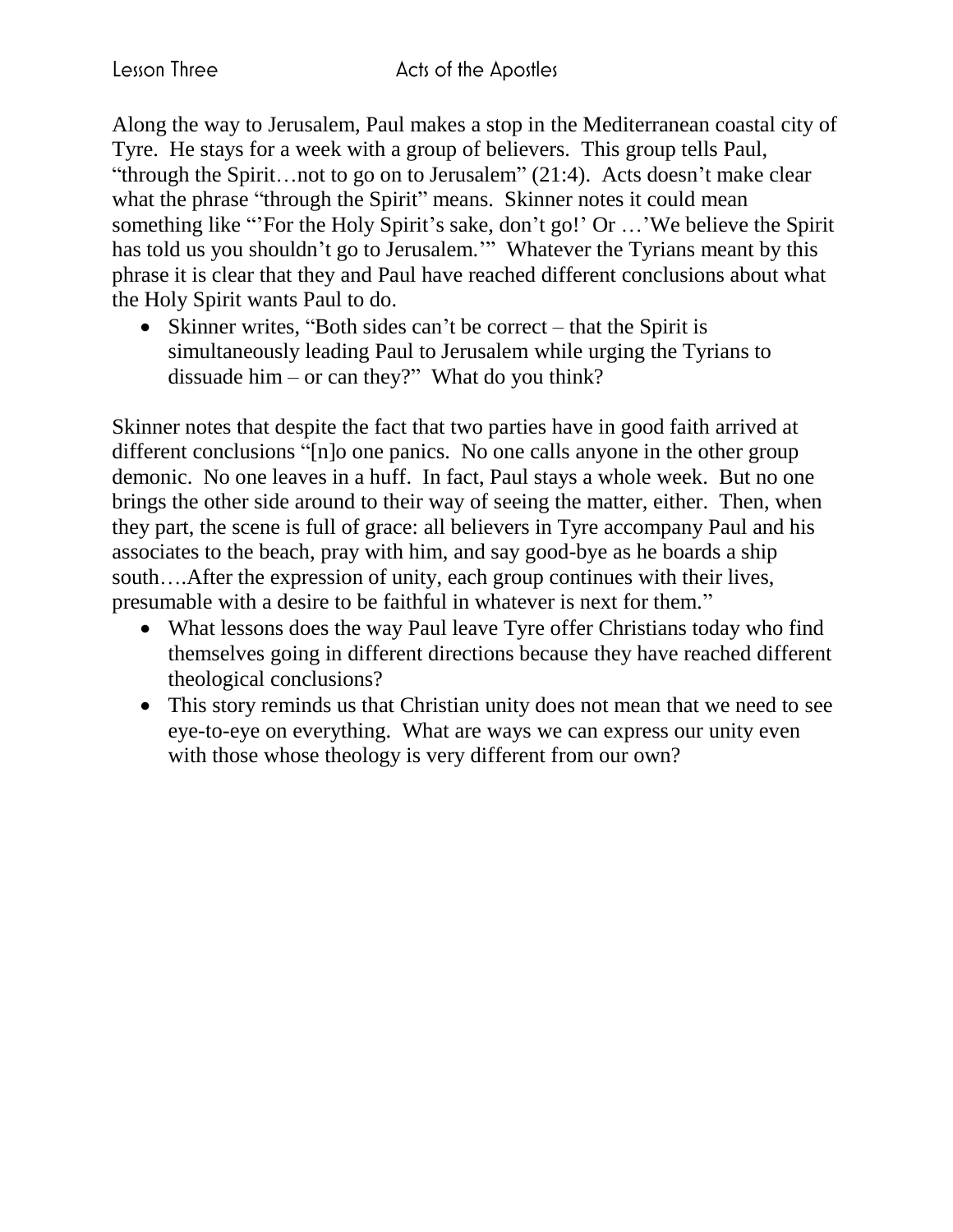Along the way to Jerusalem, Paul makes a stop in the Mediterranean coastal city of Tyre. He stays for a week with a group of believers. This group tells Paul, "through the Spirit…not to go on to Jerusalem" (21:4). Acts doesn't make clear what the phrase "through the Spirit" means. Skinner notes it could mean something like "'For the Holy Spirit's sake, don't go!' Or …'We believe the Spirit has told us you shouldn't go to Jerusalem.'" Whatever the Tyrians meant by this phrase it is clear that they and Paul have reached different conclusions about what the Holy Spirit wants Paul to do.

- Skinner writes, "Both sides can't be correct – that the Spirit is simultaneously leading Paul to Jerusalem while urging the Tyrians to dissuade him – or can they?" What do you think?

Skinner notes that despite the fact that two parties have in good faith arrived at different conclusions "[n]o one panics. No one calls anyone in the other group demonic. No one leaves in a huff. In fact, Paul stays a whole week. But no one brings the other side around to their way of seeing the matter, either. Then, when they part, the scene is full of grace: all believers in Tyre accompany Paul and his associates to the beach, pray with him, and say good-bye as he boards a ship south….After the expression of unity, each group continues with their lives, presumable with a desire to be faithful in whatever is next for them."

- What lessons does the way Paul leave Tyre offer Christians today who find themselves going in different directions because they have reached different theological conclusions?
- This story reminds us that Christian unity does not mean that we need to see eye-to-eye on everything. What are ways we can express our unity even with those whose theology is very different from our own?